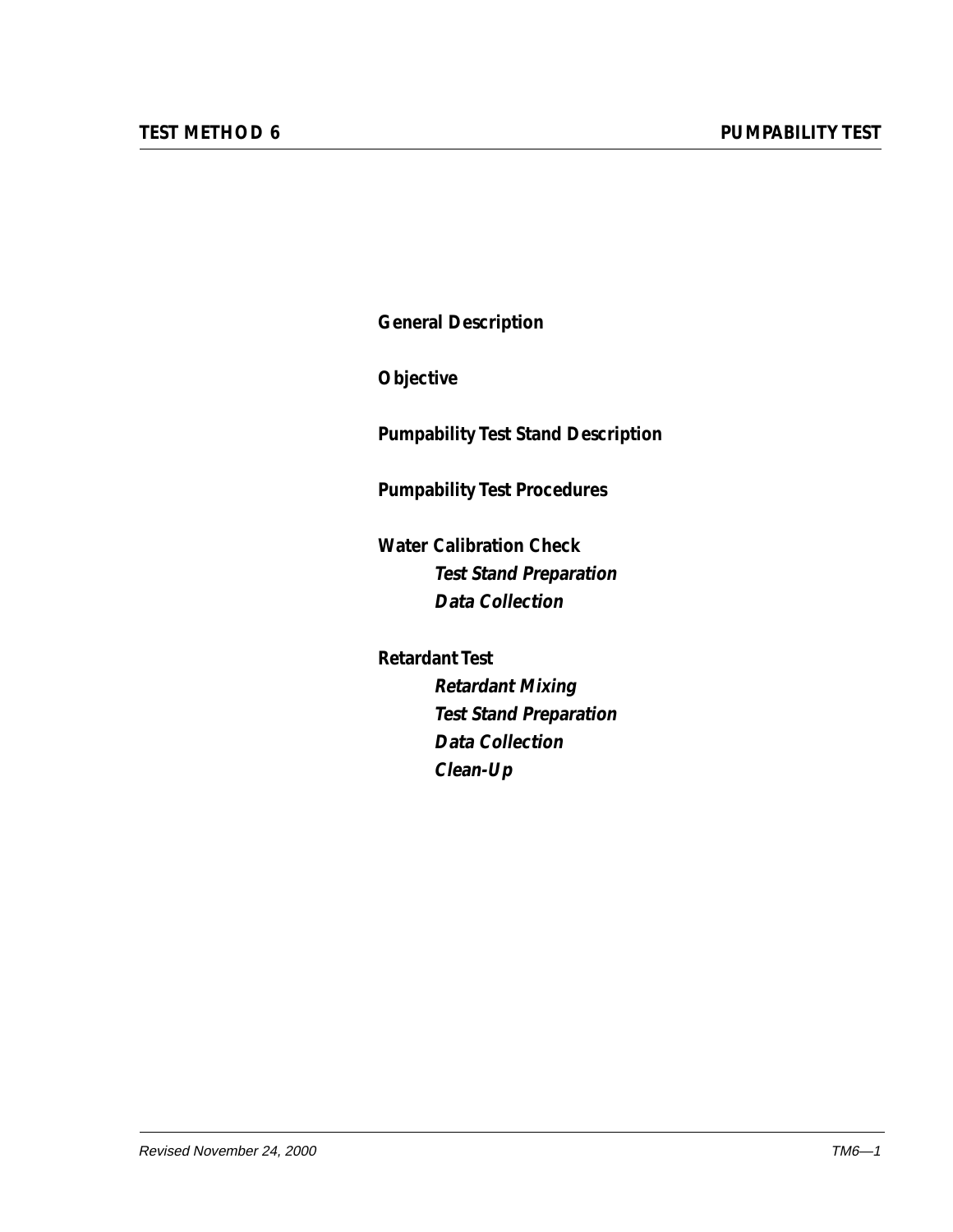# TEST METHOD 6 — PUMPABILITY TEST

**General Description**

**Objective**

**Pumpability Test Stand Description**

**Pumpability Test Procedures**

**Water Calibration Check**
- ***Test Stand Preparation***
- ***Data Collection***

**Retardant Test**
- ***Retardant Mixing***
- ***Test Stand Preparation***
- ***Data Collection***
- ***Clean-Up***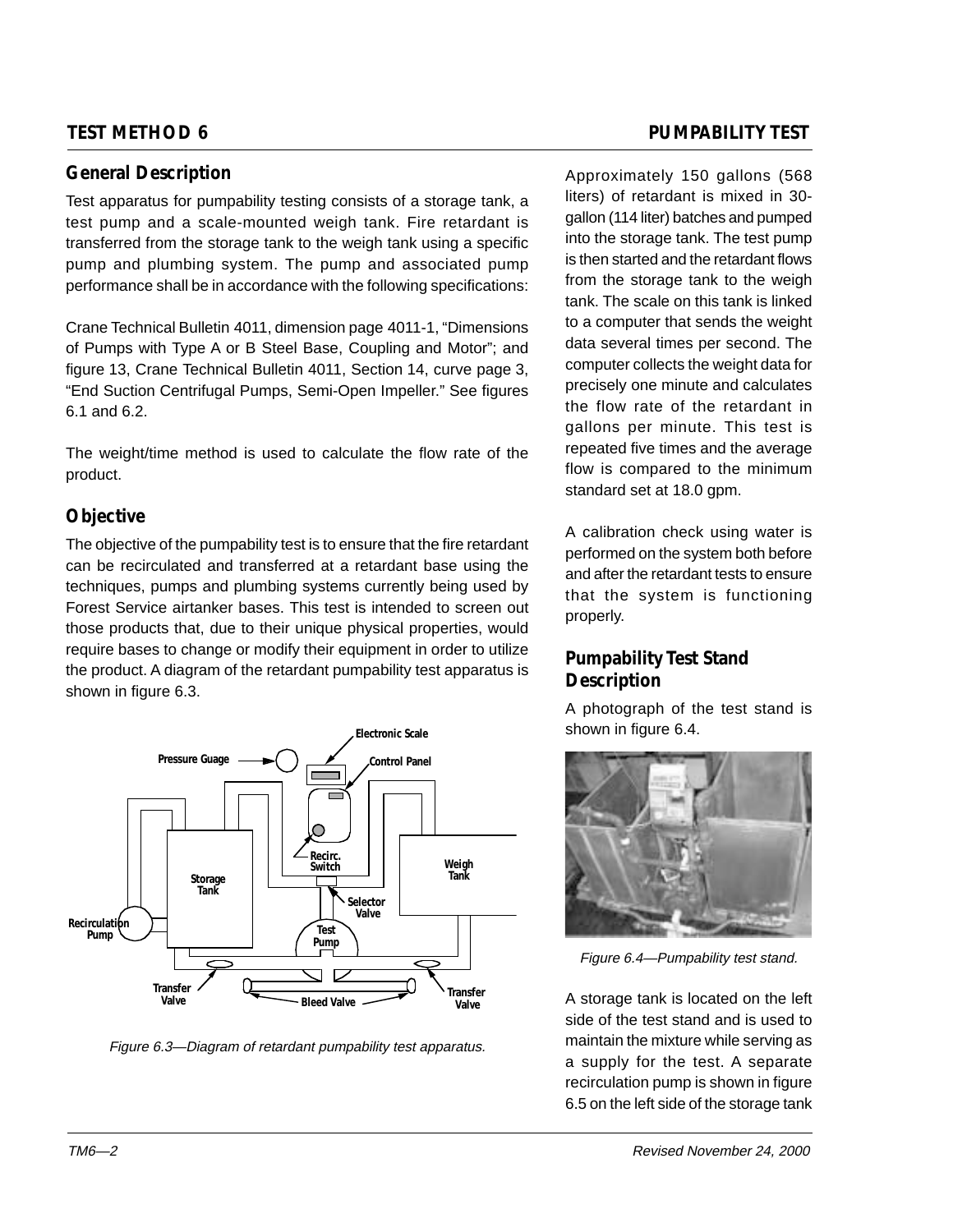## General Description

Test apparatus for pumpability testing consists of a storage tank, a test pump and a scale-mounted weigh tank. Fire retardant is transferred from the storage tank to the weigh tank using a specific pump and plumbing system. The pump and associated pump performance shall be in accordance with the following specifications:

Crane Technical Bulletin 4011, dimension page 4011-1, "Dimensions of Pumps with Type A or B Steel Base, Coupling and Motor"; and figure 13, Crane Technical Bulletin 4011, Section 14, curve page 3, "End Suction Centrifugal Pumps, Semi-Open Impeller." See figures 6.1 and 6.2.

The weight/time method is used to calculate the flow rate of the product.

## Objective

The objective of the pumpability test is to ensure that the fire retardant can be recirculated and transferred at a retardant base using the techniques, pumps and plumbing systems currently being used by Forest Service airtanker bases. This test is intended to screen out those products that, due to their unique physical properties, would require bases to change or modify their equipment in order to utilize the product. A diagram of the retardant pumpability test apparatus is shown in figure 6.3.

*Figure 6.3—Diagram of retardant pumpability test apparatus.*

Approximately 150 gallons (568 liters) of retardant is mixed in 30-gallon (114 liter) batches and pumped into the storage tank. The test pump is then started and the retardant flows from the storage tank to the weigh tank. The scale on this tank is linked to a computer that sends the weight data several times per second. The computer collects the weight data for precisely one minute and calculates the flow rate of the retardant in gallons per minute. This test is repeated five times and the average flow is compared to the minimum standard set at 18.0 gpm.

A calibration check using water is performed on the system both before and after the retardant tests to ensure that the system is functioning properly.

## Pumpability Test Stand Description

A photograph of the test stand is shown in figure 6.4.

*Figure 6.4—Pumpability test stand.*

A storage tank is located on the left side of the test stand and is used to maintain the mixture while serving as a supply for the test. A separate recirculation pump is shown in figure 6.5 on the left side of the storage tank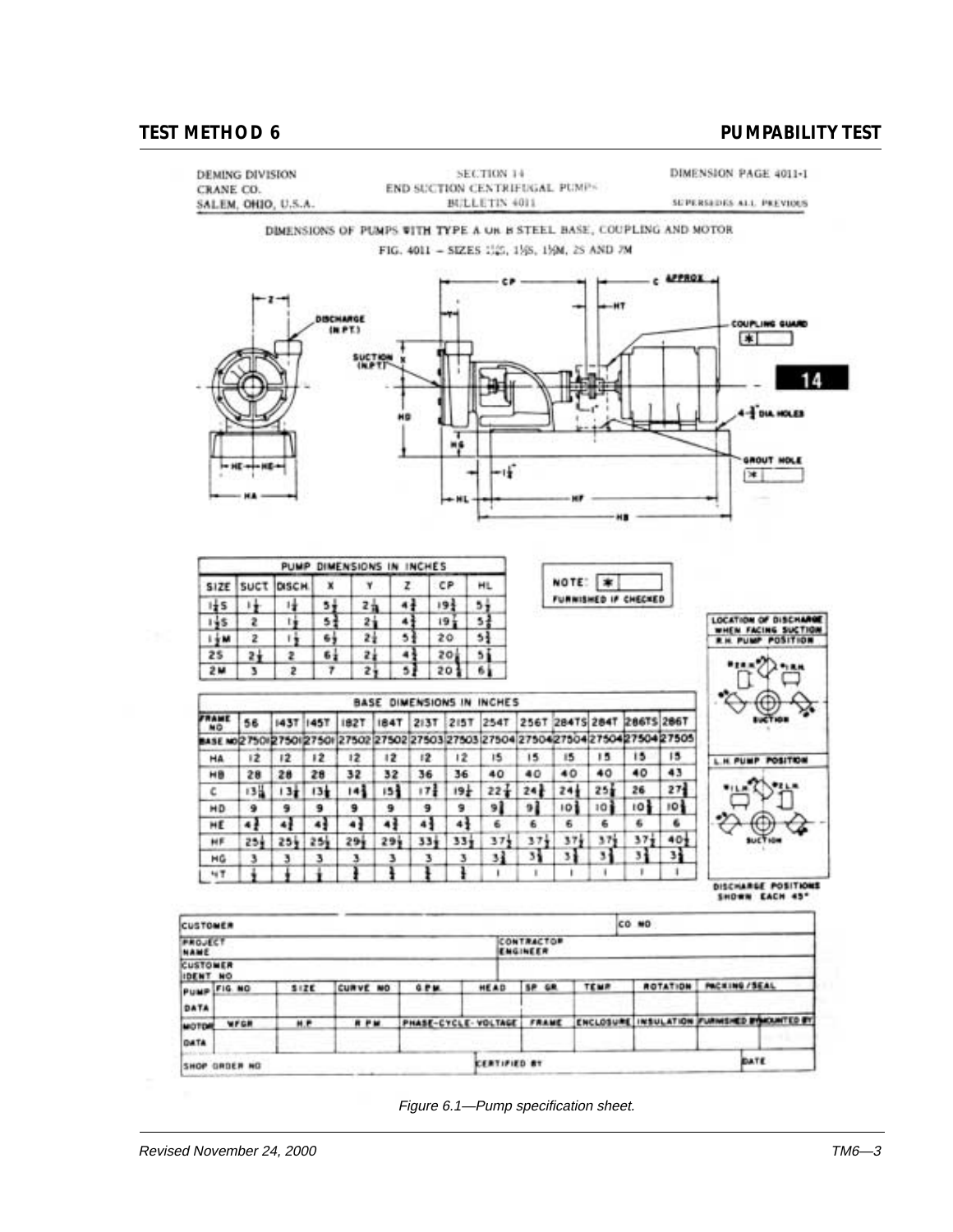DEMING DIVISION
CRANE CO.
SALEM, OHIO, U.S.A.

SECTION 14
END SUCTION CENTRIFUGAL PUMPS
BULLETIN 4011

DIMENSION PAGE 4011-1
SUPERSEDES ALL PREVIOUS

DIMENSIONS OF PUMPS WITH TYPE A OR B STEEL BASE, COUPLING AND MOTOR

FIG. 4011 – SIZES 1¼S, 1½S, 1½M, 2S AND 2M

DISCHARGE (IN PT.)
SUCTION (IN PT.)
COUPLING GUARD ✱
4-¾ DIA HOLES
GROUT HOLE ✱

| PUMP DIMENSIONS IN INCHES | | | | | | | |
|---|---|---|---|---|---|---|---|
| SIZE | SUCT | DISCH | X | Y | Z | CP | HL |
| 1¼S | 1½ | 1¼ | 5½ | 2¹⁄₁₆ | 4¾ | 19¾ | 5½ |
| 1½S | 2 | 1½ | 5¾ | 2¼ | 4¾ | 19⅞ | 5¾ |
| 1½M | 2 | 1½ | 6½ | 2¼ | 5¾ | 20 | 5¾ |
| 2S | 2½ | 2 | 6¼ | 2¼ | 4¾ | 20¼ | 5⅞ |
| 2M | 3 | 2 | 7 | 2½ | 5¾ | 20⅜ | 6¼ |

NOTE: ✱ FURNISHED IF CHECKED

| BASE DIMENSIONS IN INCHES | | | | | | | | | | | | | |
|---|---|---|---|---|---|---|---|---|---|---|---|---|---|
| FRAME NO | 56 | 143T | 145T | 182T | 184T | 213T | 215T | 254T | 256T | 284TS | 284T | 286TS | 286T |
| BASE NO | 27501 | 27501 | 27501 | 27502 | 27502 | 27503 | 27503 | 27504 | 27504 | 27504 | 27504 | 27504 | 27505 |
| HA | 12 | 12 | 12 | 12 | 12 | 12 | 12 | 15 | 15 | 15 | 15 | 15 | 15 |
| HB | 28 | 28 | 28 | 32 | 32 | 36 | 36 | 40 | 40 | 40 | 40 | 40 | 43 |
| C | 13¹¹⁄₁₆ | 13¼ | 13¼ | 14¾ | 15¾ | 17¾ | 19½ | 22⅞ | 24¼ | 24¼ | 25¾ | 26 | 27¾ |
| HD | 9 | 9 | 9 | 9 | 9 | 9 | 9 | 9¾ | 9¾ | 10¾ | 10¾ | 10¾ | 10¾ |
| HE | 4¾ | 4¾ | 4¾ | 4¾ | 4¾ | 4¾ | 4¾ | 6 | 6 | 6 | 6 | 6 | 6 |
| HF | 25½ | 25½ | 25½ | 29½ | 29½ | 33½ | 33½ | 37½ | 37½ | 37½ | 37½ | 37½ | 40½ |
| HG | 3 | 3 | 3 | 3 | 3 | 3 | 3 | 3¾ | 3¾ | 3¾ | 3¾ | 3¾ | 3¾ |
| HT | ¾ | ¾ | ¾ | ¾ | ¾ | ¾ | ¾ | 1 | 1 | 1 | 1 | 1 | 1 |

LOCATION OF DISCHARGE WHEN FACING SUCTION
R.H. PUMP POSITION
L.H. PUMP POSITION
DISCHARGE POSITIONS SHOWN EACH 45°

| CUSTOMER | | | | | | | CO NO | |
|---|---|---|---|---|---|---|---|---|
| PROJECT NAME | | | | | CONTRACTOR ENGINEER | | | |
| CUSTOMER IDENT NO | | | | | | | | |
| PUMP DATA | FIG NO | SIZE | CURVE NO | G P M | HEAD | SP GR | TEMP | ROTATION | PACKING/SEAL |
| MOTOR DATA | MFGR | H.P | R P M | PHASE-CYCLE-VOLTAGE | | FRAME | ENCLOSURE | INSULATION | FURNISHED BY/MOUNTED BY |
| SHOP ORDER NO | | | | CERTIFIED BY | | | DATE | |

*Figure 6.1—Pump specification sheet.*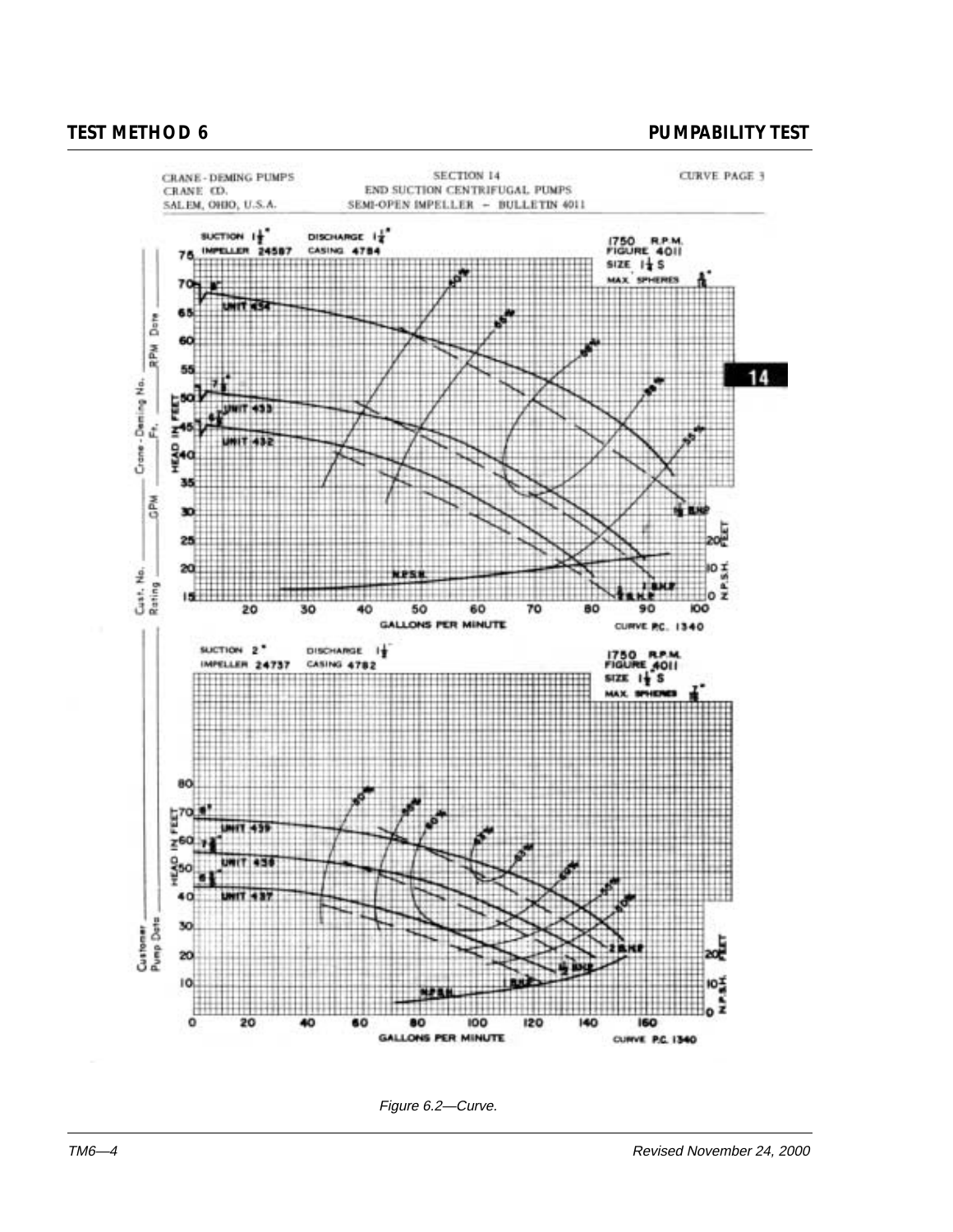CRANE - DEMING PUMPS
CRANE CO.
SALEM, OHIO, U.S.A.

SECTION 14
END SUCTION CENTRIFUGAL PUMPS
SEMI-OPEN IMPELLER – BULLETIN 4011

CURVE PAGE 3

Figure 6.2—Curve.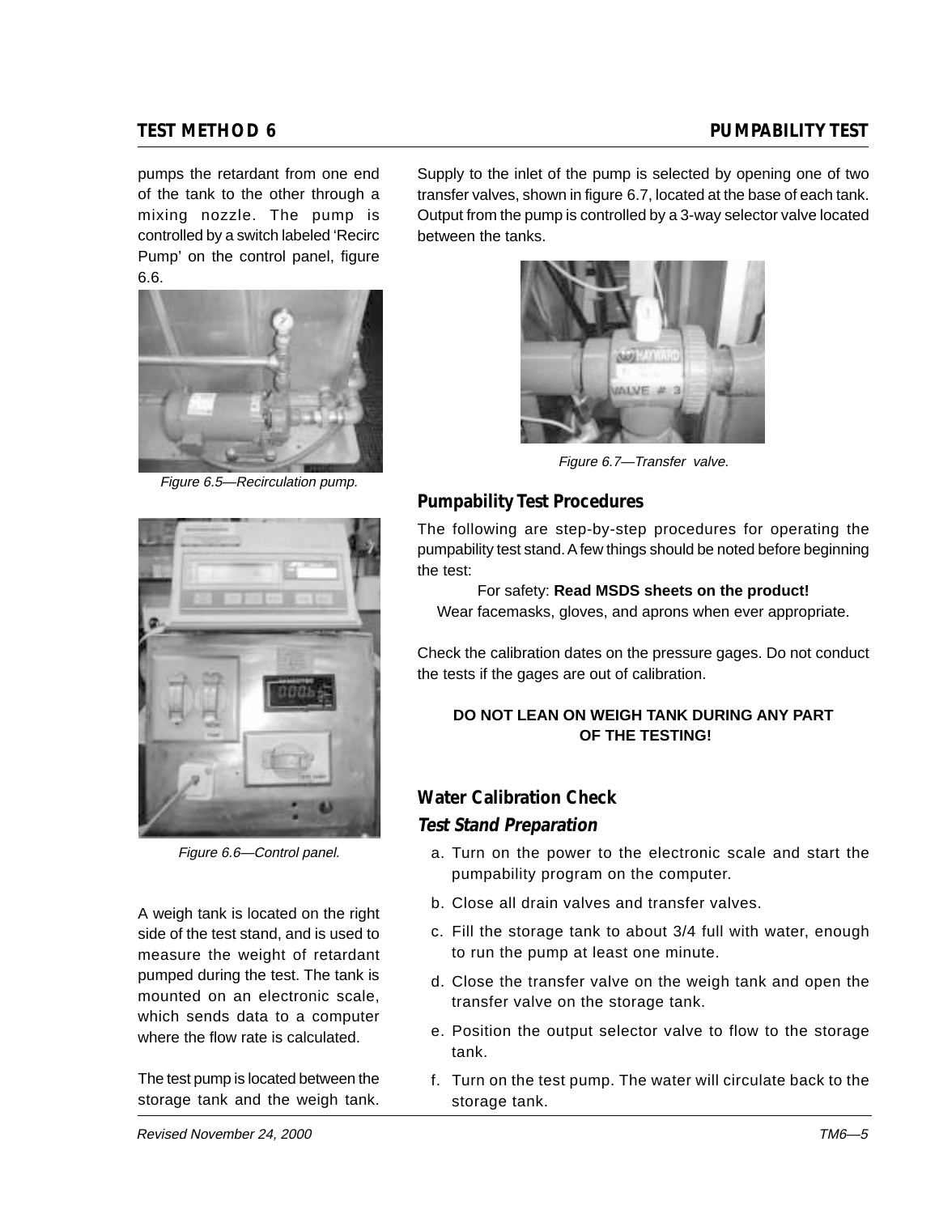pumps the retardant from one end of the tank to the other through a mixing nozzle. The pump is controlled by a switch labeled 'Recirc Pump' on the control panel, figure 6.6.

*Figure 6.5—Recirculation pump.*

*Figure 6.6—Control panel.*

A weigh tank is located on the right side of the test stand, and is used to measure the weight of retardant pumped during the test. The tank is mounted on an electronic scale, which sends data to a computer where the flow rate is calculated.

The test pump is located between the storage tank and the weigh tank. Supply to the inlet of the pump is selected by opening one of two transfer valves, shown in figure 6.7, located at the base of each tank. Output from the pump is controlled by a 3-way selector valve located between the tanks.

*Figure 6.7—Transfer valve.*

## Pumpability Test Procedures

The following are step-by-step procedures for operating the pumpability test stand. A few things should be noted before beginning the test:

For safety: **Read MSDS sheets on the product!**
Wear facemasks, gloves, and aprons when ever appropriate.

Check the calibration dates on the pressure gages. Do not conduct the tests if the gages are out of calibration.

**DO NOT LEAN ON WEIGH TANK DURING ANY PART OF THE TESTING!**

## Water Calibration Check

### *Test Stand Preparation*

a. Turn on the power to the electronic scale and start the pumpability program on the computer.

b. Close all drain valves and transfer valves.

c. Fill the storage tank to about 3/4 full with water, enough to run the pump at least one minute.

d. Close the transfer valve on the weigh tank and open the transfer valve on the storage tank.

e. Position the output selector valve to flow to the storage tank.

f. Turn on the test pump. The water will circulate back to the storage tank.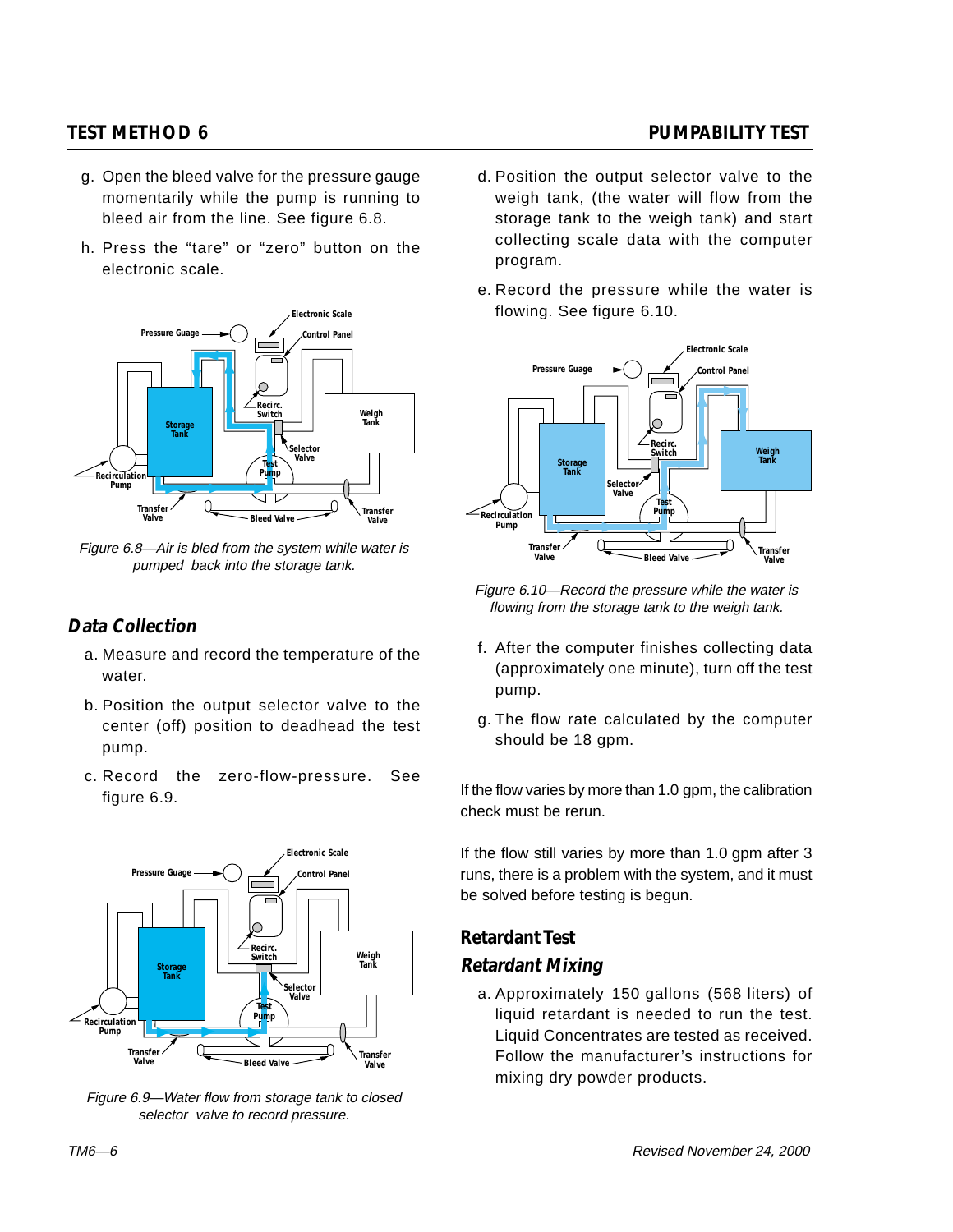g. Open the bleed valve for the pressure gauge momentarily while the pump is running to bleed air from the line. See figure 6.8.

h. Press the "tare" or "zero" button on the electronic scale.

*Figure 6.8—Air is bled from the system while water is pumped back into the storage tank.*

## Data Collection

a. Measure and record the temperature of the water.

b. Position the output selector valve to the center (off) position to deadhead the test pump.

c. Record the zero-flow-pressure. See figure 6.9.

*Figure 6.9—Water flow from storage tank to closed selector valve to record pressure.*

d. Position the output selector valve to the weigh tank, (the water will flow from the storage tank to the weigh tank) and start collecting scale data with the computer program.

e. Record the pressure while the water is flowing. See figure 6.10.

*Figure 6.10—Record the pressure while the water is flowing from the storage tank to the weigh tank.*

f. After the computer finishes collecting data (approximately one minute), turn off the test pump.

g. The flow rate calculated by the computer should be 18 gpm.

If the flow varies by more than 1.0 gpm, the calibration check must be rerun.

If the flow still varies by more than 1.0 gpm after 3 runs, there is a problem with the system, and it must be solved before testing is begun.

## Retardant Test

### Retardant Mixing

a. Approximately 150 gallons (568 liters) of liquid retardant is needed to run the test. Liquid Concentrates are tested as received. Follow the manufacturer's instructions for mixing dry powder products.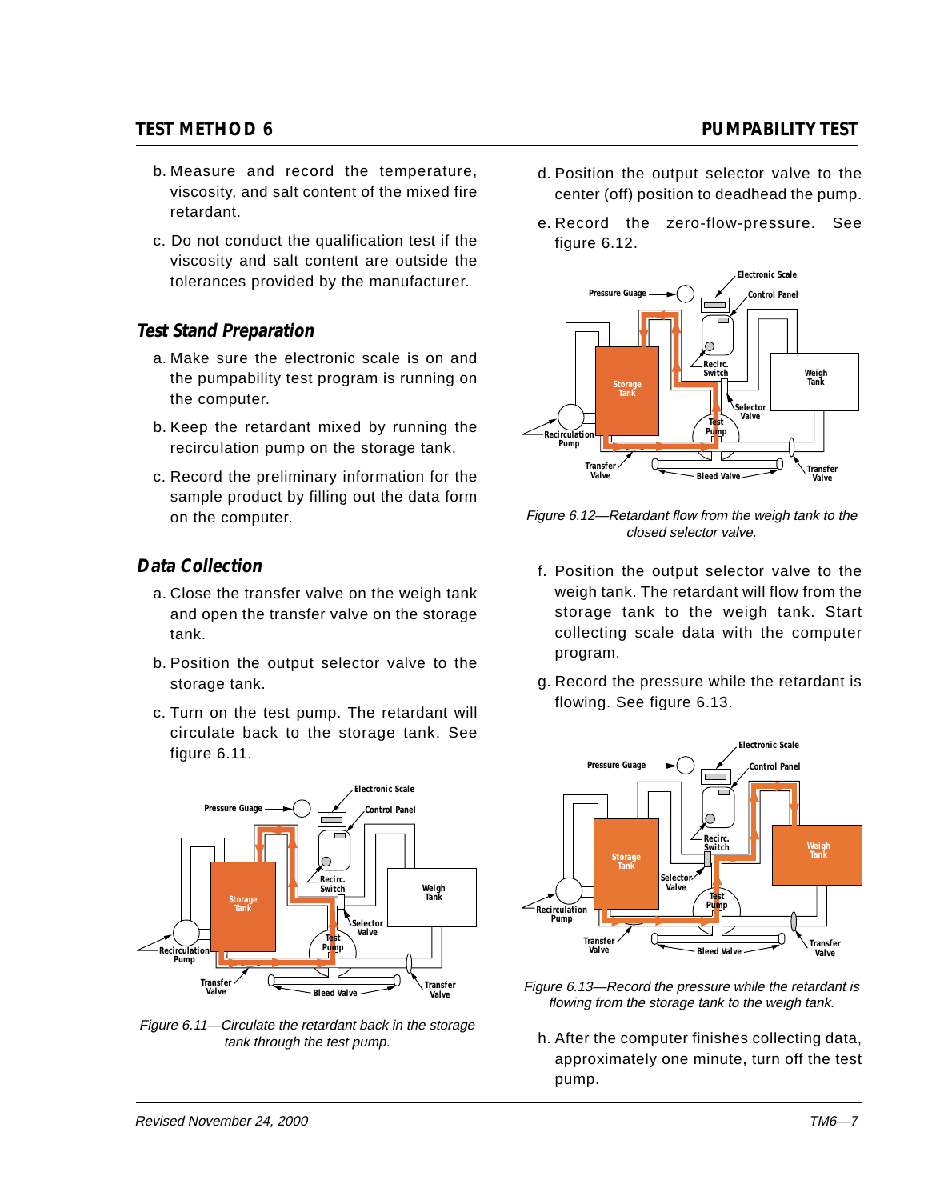b. Measure and record the temperature, viscosity, and salt content of the mixed fire retardant.

c. Do not conduct the qualification test if the viscosity and salt content are outside the tolerances provided by the manufacturer.

## Test Stand Preparation

a. Make sure the electronic scale is on and the pumpability test program is running on the computer.

b. Keep the retardant mixed by running the recirculation pump on the storage tank.

c. Record the preliminary information for the sample product by filling out the data form on the computer.

## Data Collection

a. Close the transfer valve on the weigh tank and open the transfer valve on the storage tank.

b. Position the output selector valve to the storage tank.

c. Turn on the test pump. The retardant will circulate back to the storage tank. See figure 6.11.

*Figure 6.11—Circulate the retardant back in the storage tank through the test pump.*

d. Position the output selector valve to the center (off) position to deadhead the pump.

e. Record the zero-flow-pressure. See figure 6.12.

*Figure 6.12—Retardant flow from the weigh tank to the closed selector valve.*

f. Position the output selector valve to the weigh tank. The retardant will flow from the storage tank to the weigh tank. Start collecting scale data with the computer program.

g. Record the pressure while the retardant is flowing. See figure 6.13.

*Figure 6.13—Record the pressure while the retardant is flowing from the storage tank to the weigh tank.*

h. After the computer finishes collecting data, approximately one minute, turn off the test pump.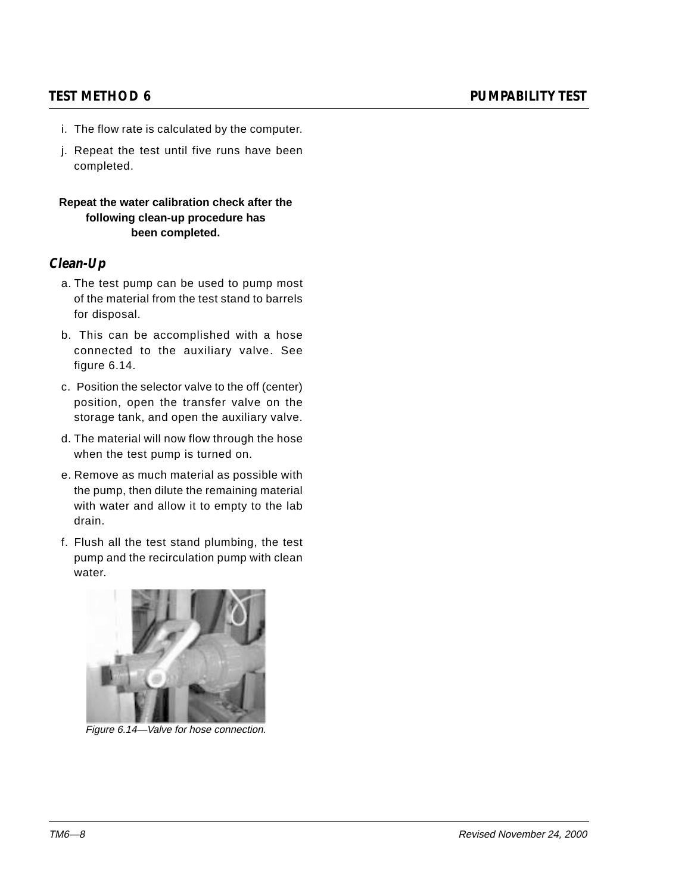i. The flow rate is calculated by the computer.

j. Repeat the test until five runs have been completed.

**Repeat the water calibration check after the following clean-up procedure has been completed.**

### Clean-Up

a. The test pump can be used to pump most of the material from the test stand to barrels for disposal.

b. This can be accomplished with a hose connected to the auxiliary valve. See figure 6.14.

c. Position the selector valve to the off (center) position, open the transfer valve on the storage tank, and open the auxiliary valve.

d. The material will now flow through the hose when the test pump is turned on.

e. Remove as much material as possible with the pump, then dilute the remaining material with water and allow it to empty to the lab drain.

f. Flush all the test stand plumbing, the test pump and the recirculation pump with clean water.

*Figure 6.14—Valve for hose connection.*